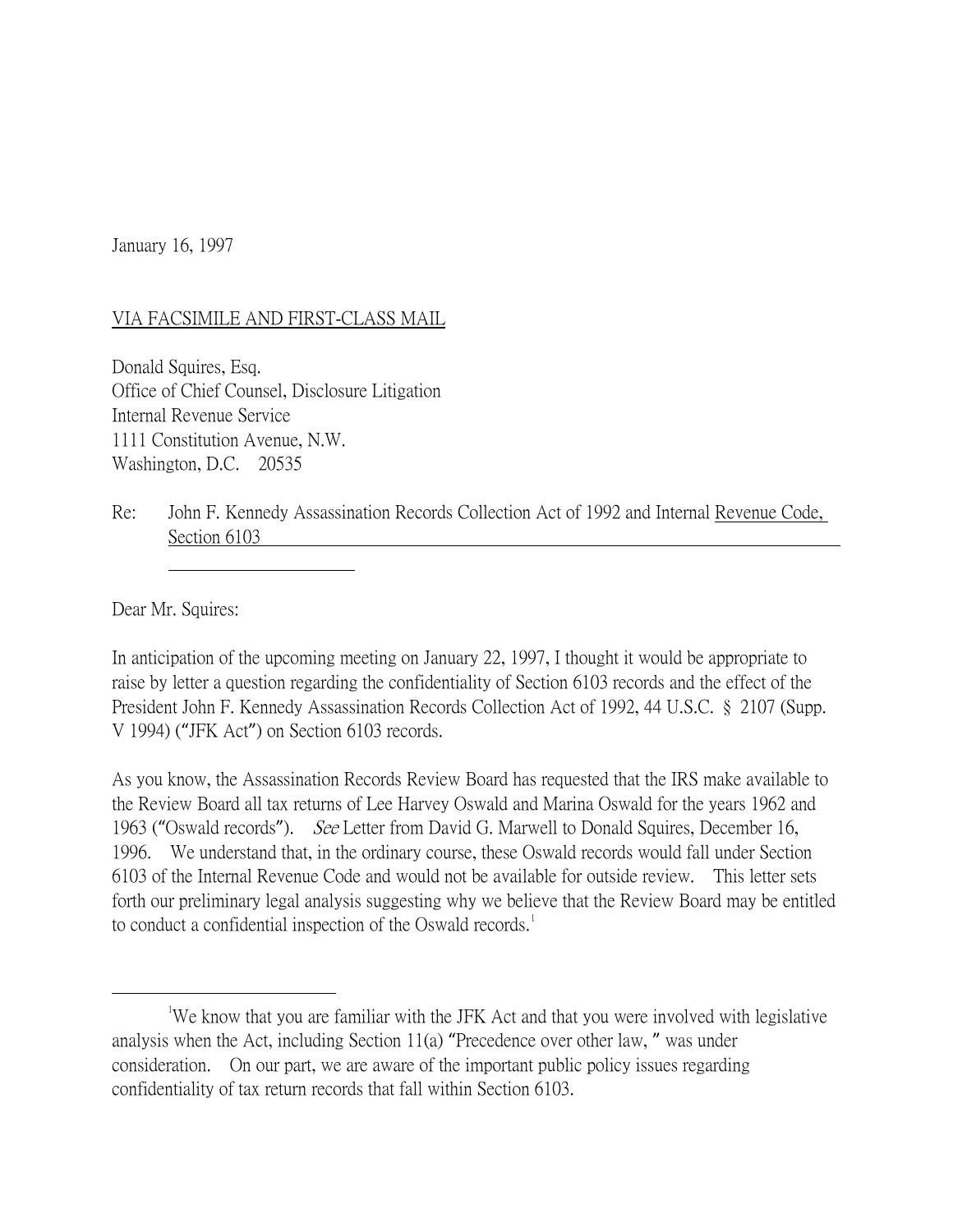January 16, 1997

VIA FACSIMILE AND FIRST-CLASS MAIL

Donald Squires, Esq.
Office of Chief Counsel, Disclosure Litigation
Internal Revenue Service
1111 Constitution Avenue, N.W.
Washington, D.C. 20535

Re: John F. Kennedy Assassination Records Collection Act of 1992 and Internal Revenue Code, Section 6103

Dear Mr. Squires:

In anticipation of the upcoming meeting on January 22, 1997, I thought it would be appropriate to raise by letter a question regarding the confidentiality of Section 6103 records and the effect of the President John F. Kennedy Assassination Records Collection Act of 1992, 44 U.S.C. § 2107 (Supp. V 1994) ("JFK Act") on Section 6103 records.

As you know, the Assassination Records Review Board has requested that the IRS make available to the Review Board all tax returns of Lee Harvey Oswald and Marina Oswald for the years 1962 and 1963 ("Oswald records"). *See* Letter from David G. Marwell to Donald Squires, December 16, 1996. We understand that, in the ordinary course, these Oswald records would fall under Section 6103 of the Internal Revenue Code and would not be available for outside review. This letter sets forth our preliminary legal analysis suggesting why we believe that the Review Board may be entitled to conduct a confidential inspection of the Oswald records.[1]

[1]We know that you are familiar with the JFK Act and that you were involved with legislative analysis when the Act, including Section 11(a) "Precedence over other law, " was under consideration. On our part, we are aware of the important public policy issues regarding confidentiality of tax return records that fall within Section 6103.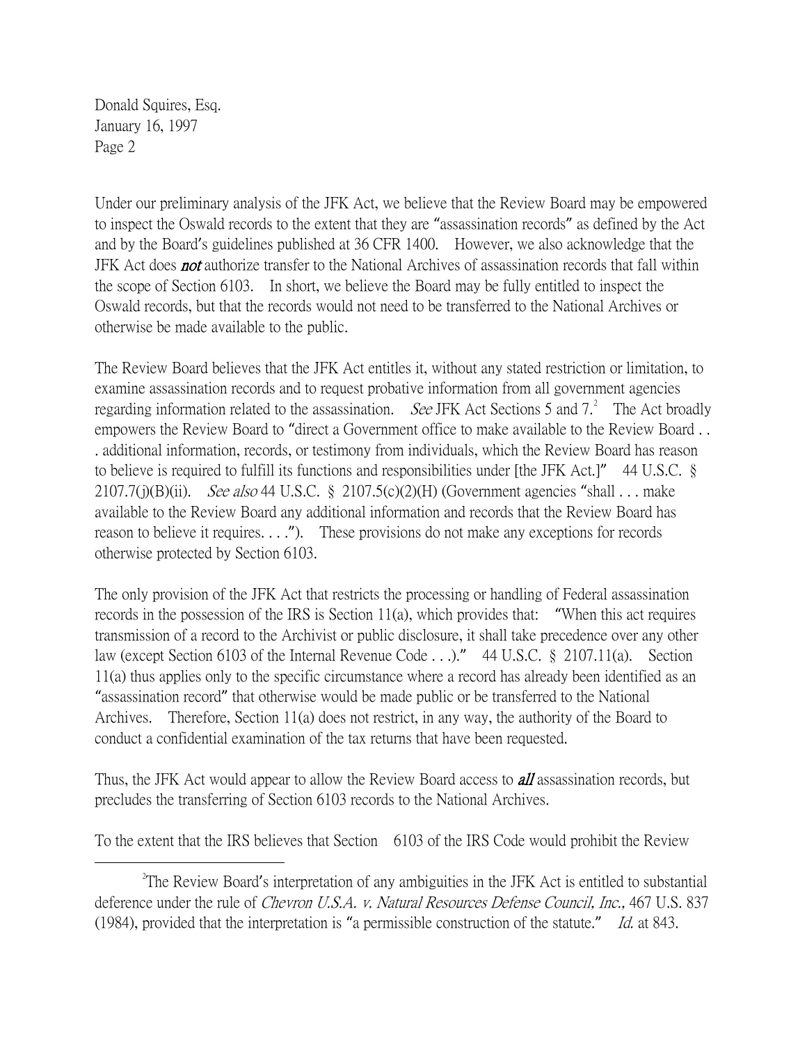Under our preliminary analysis of the JFK Act, we believe that the Review Board may be empowered to inspect the Oswald records to the extent that they are "assassination records" as defined by the Act and by the Board's guidelines published at 36 CFR 1400. However, we also acknowledge that the JFK Act does ***not*** authorize transfer to the National Archives of assassination records that fall within the scope of Section 6103. In short, we believe the Board may be fully entitled to inspect the Oswald records, but that the records would not need to be transferred to the National Archives or otherwise be made available to the public.

The Review Board believes that the JFK Act entitles it, without any stated restriction or limitation, to examine assassination records and to request probative information from all government agencies regarding information related to the assassination. *See* JFK Act Sections 5 and 7.[2] The Act broadly empowers the Review Board to "direct a Government office to make available to the Review Board . . . additional information, records, or testimony from individuals, which the Review Board has reason to believe is required to fulfill its functions and responsibilities under [the JFK Act.]" 44 U.S.C. § 2107.7(j)(B)(ii). *See also* 44 U.S.C. § 2107.5(c)(2)(H) (Government agencies "shall . . . make available to the Review Board any additional information and records that the Review Board has reason to believe it requires. . . ."). These provisions do not make any exceptions for records otherwise protected by Section 6103.

The only provision of the JFK Act that restricts the processing or handling of Federal assassination records in the possession of the IRS is Section 11(a), which provides that: "When this act requires transmission of a record to the Archivist or public disclosure, it shall take precedence over any other law (except Section 6103 of the Internal Revenue Code . . .)." 44 U.S.C. § 2107.11(a). Section 11(a) thus applies only to the specific circumstance where a record has already been identified as an "assassination record" that otherwise would be made public or be transferred to the National Archives. Therefore, Section 11(a) does not restrict, in any way, the authority of the Board to conduct a confidential examination of the tax returns that have been requested.

Thus, the JFK Act would appear to allow the Review Board access to ***all*** assassination records, but precludes the transferring of Section 6103 records to the National Archives.

To the extent that the IRS believes that Section 6103 of the IRS Code would prohibit the Review

---

[2] The Review Board's interpretation of any ambiguities in the JFK Act is entitled to substantial deference under the rule of *Chevron U.S.A. v. Natural Resources Defense Council, Inc.,* 467 U.S. 837 (1984), provided that the interpretation is "a permissible construction of the statute." *Id.* at 843.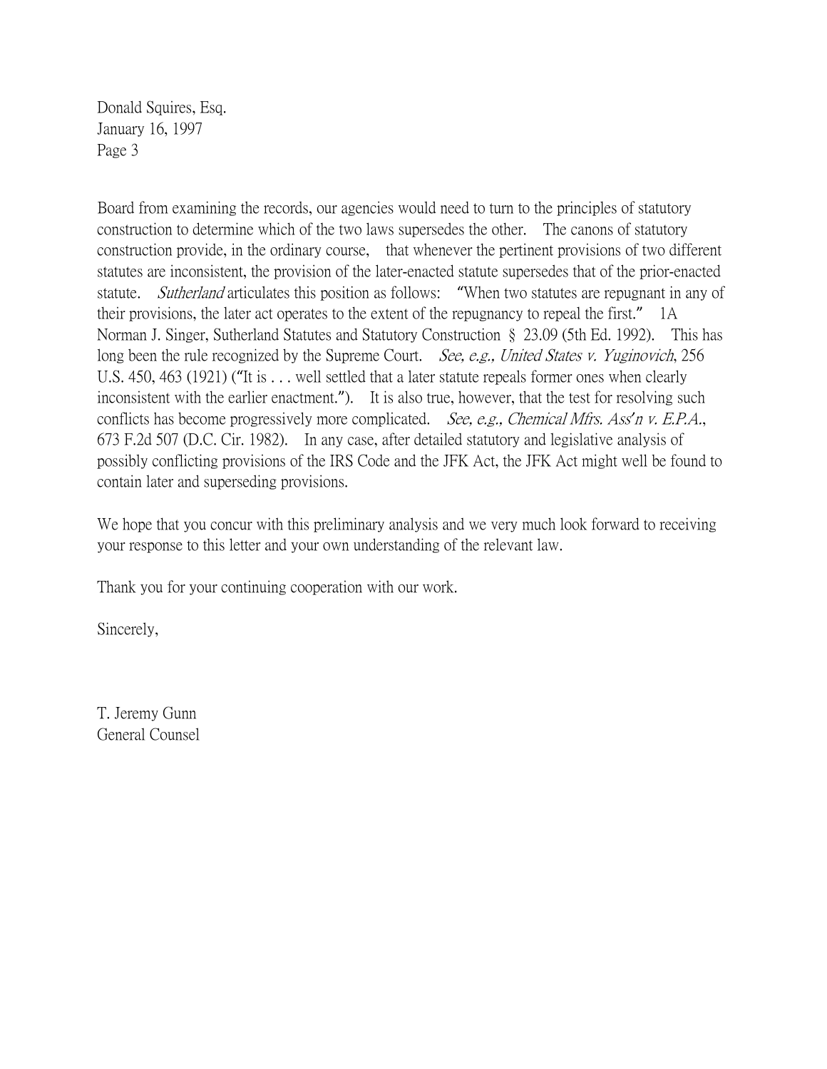Board from examining the records, our agencies would need to turn to the principles of statutory construction to determine which of the two laws supersedes the other. The canons of statutory construction provide, in the ordinary course, that whenever the pertinent provisions of two different statutes are inconsistent, the provision of the later-enacted statute supersedes that of the prior-enacted statute. *Sutherland* articulates this position as follows: "When two statutes are repugnant in any of their provisions, the later act operates to the extent of the repugnancy to repeal the first." 1A Norman J. Singer, Sutherland Statutes and Statutory Construction § 23.09 (5th Ed. 1992). This has long been the rule recognized by the Supreme Court. *See, e.g., United States v. Yuginovich*, 256 U.S. 450, 463 (1921) ("It is . . . well settled that a later statute repeals former ones when clearly inconsistent with the earlier enactment."). It is also true, however, that the test for resolving such conflicts has become progressively more complicated. *See, e.g., Chemical Mfrs. Ass'n v. E.P.A.*, 673 F.2d 507 (D.C. Cir. 1982). In any case, after detailed statutory and legislative analysis of possibly conflicting provisions of the IRS Code and the JFK Act, the JFK Act might well be found to contain later and superseding provisions.

We hope that you concur with this preliminary analysis and we very much look forward to receiving your response to this letter and your own understanding of the relevant law.

Thank you for your continuing cooperation with our work.

Sincerely,

T. Jeremy Gunn
General Counsel